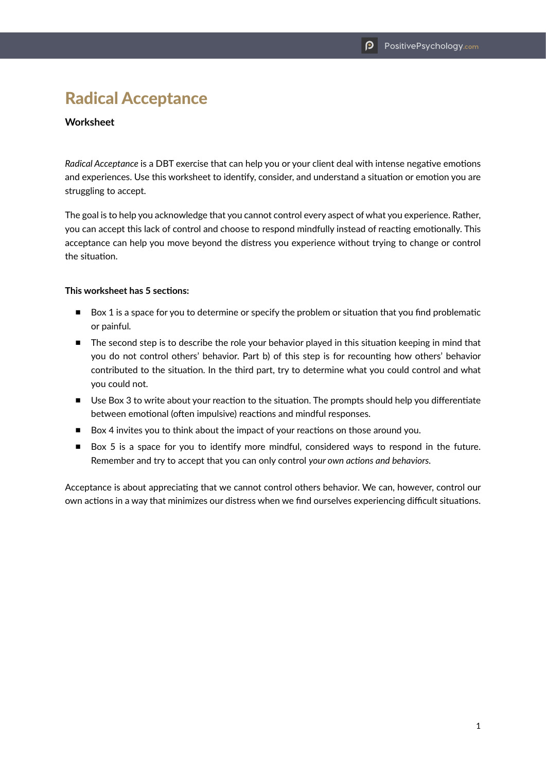# Radical Acceptance

**Worksheet**

*Radical Acceptance* is a DBT exercise that can help you or your client deal with intense negative emotions and experiences. Use this worksheet to identify, consider, and understand a situation or emotion you are struggling to accept.

The goal is to help you acknowledge that you cannot control every aspect of what you experience. Rather, you can accept this lack of control and choose to respond mindfully instead of reacting emotionally. This acceptance can help you move beyond the distress you experience without trying to change or control the situation.

**This worksheet has 5 sections:**

- Box 1 is a space for you to determine or specify the problem or situation that you find problematic or painful.
- The second step is to describe the role your behavior played in this situation keeping in mind that you do not control others' behavior. Part b) of this step is for recounting how others' behavior contributed to the situation. In the third part, try to determine what you could control and what you could not.
- Use Box 3 to write about your reaction to the situation. The prompts should help you differentiate between emotional (often impulsive) reactions and mindful responses.
- Box 4 invites you to think about the impact of your reactions on those around you.
- Box 5 is a space for you to identify more mindful, considered ways to respond in the future. Remember and try to accept that you can only control *your own actions and behaviors.*

Acceptance is about appreciating that we cannot control others behavior. We can, however, control our own actions in a way that minimizes our distress when we find ourselves experiencing difficult situations.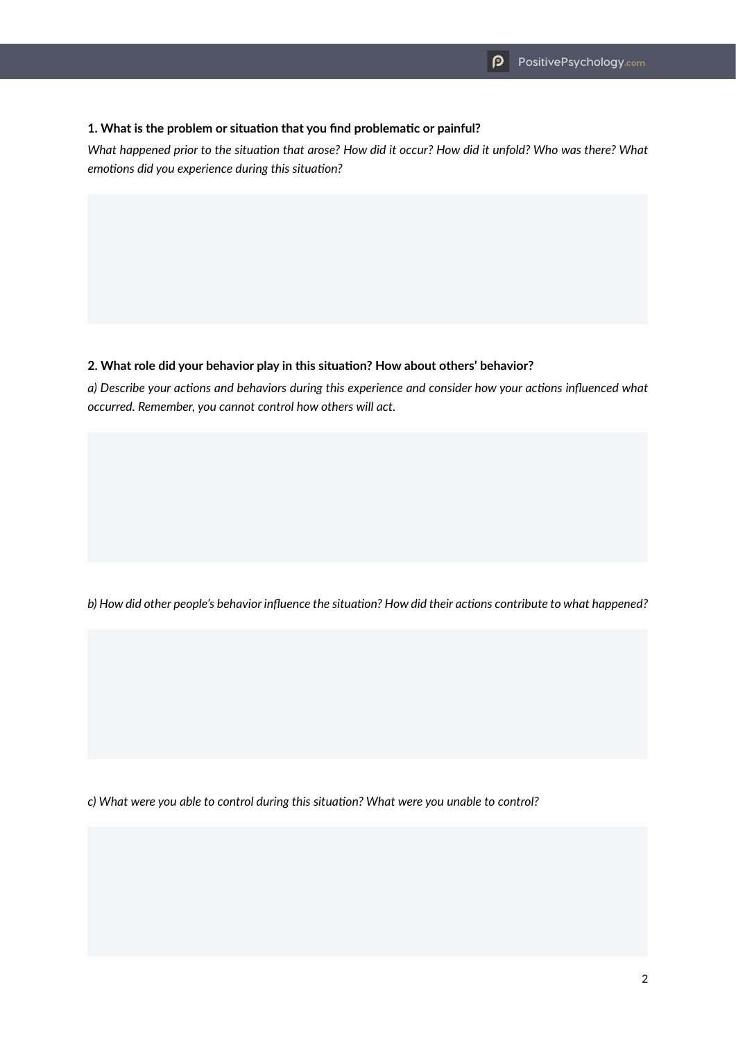**1. What is the problem or situation that you find problematic or painful?**

*What happened prior to the situation that arose? How did it occur? How did it unfold? Who was there? What emotions did you experience during this situation?*

**2. What role did your behavior play in this situation? How about others' behavior?**

*a) Describe your actions and behaviors during this experience and consider how your actions influenced what occurred. Remember, you cannot control how others will act.*

*b) How did other people's behavior influence the situation? How did their actions contribute to what happened?*

*c) What were you able to control during this situation? What were you unable to control?*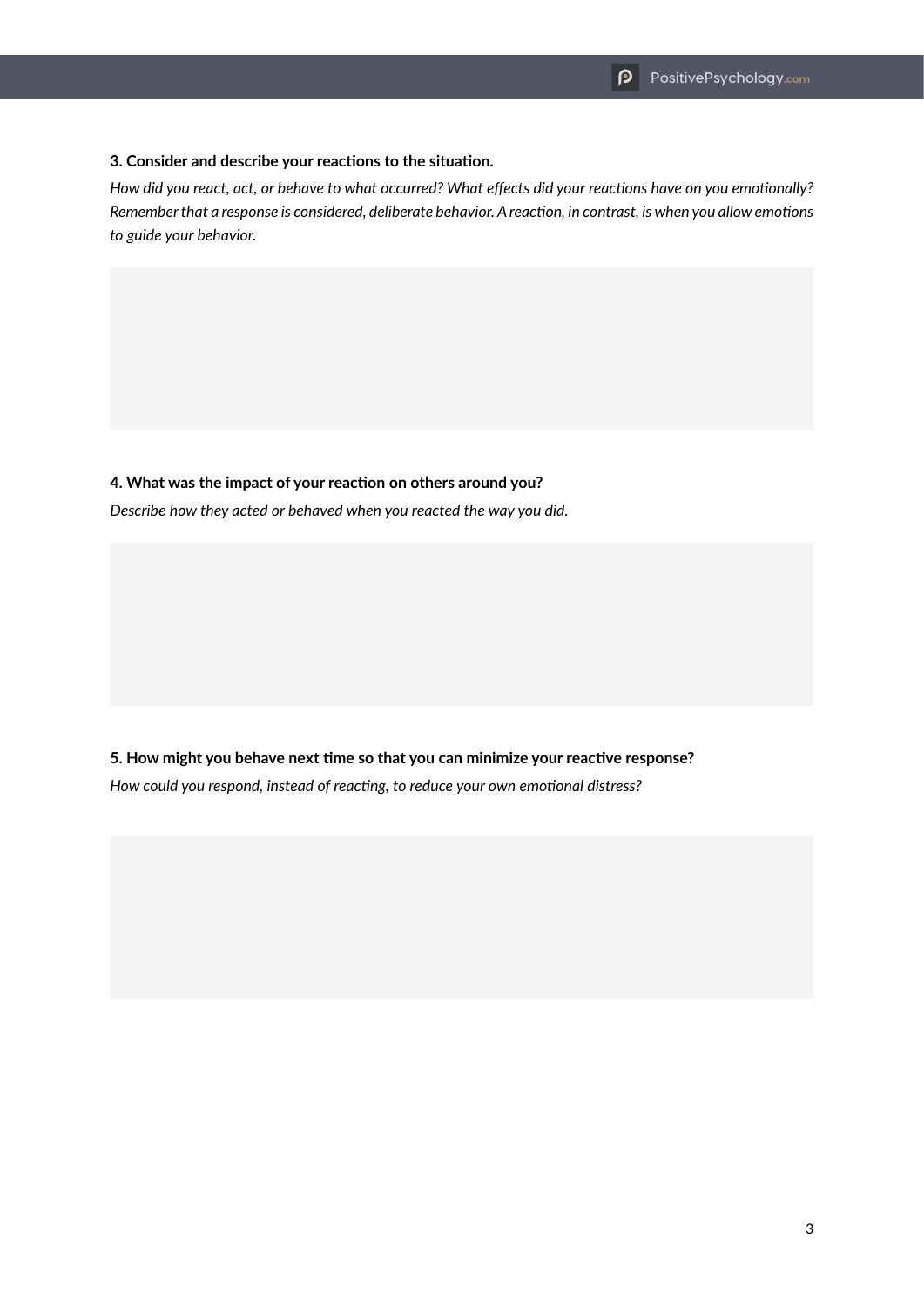**3. Consider and describe your reactions to the situation.**

*How did you react, act, or behave to what occurred? What effects did your reactions have on you emotionally? Remember that a response is considered, deliberate behavior. A reaction, in contrast, is when you allow emotions to guide your behavior.*

**4. What was the impact of your reaction on others around you?**

*Describe how they acted or behaved when you reacted the way you did.*

**5. How might you behave next time so that you can minimize your reactive response?**

*How could you respond, instead of reacting, to reduce your own emotional distress?*